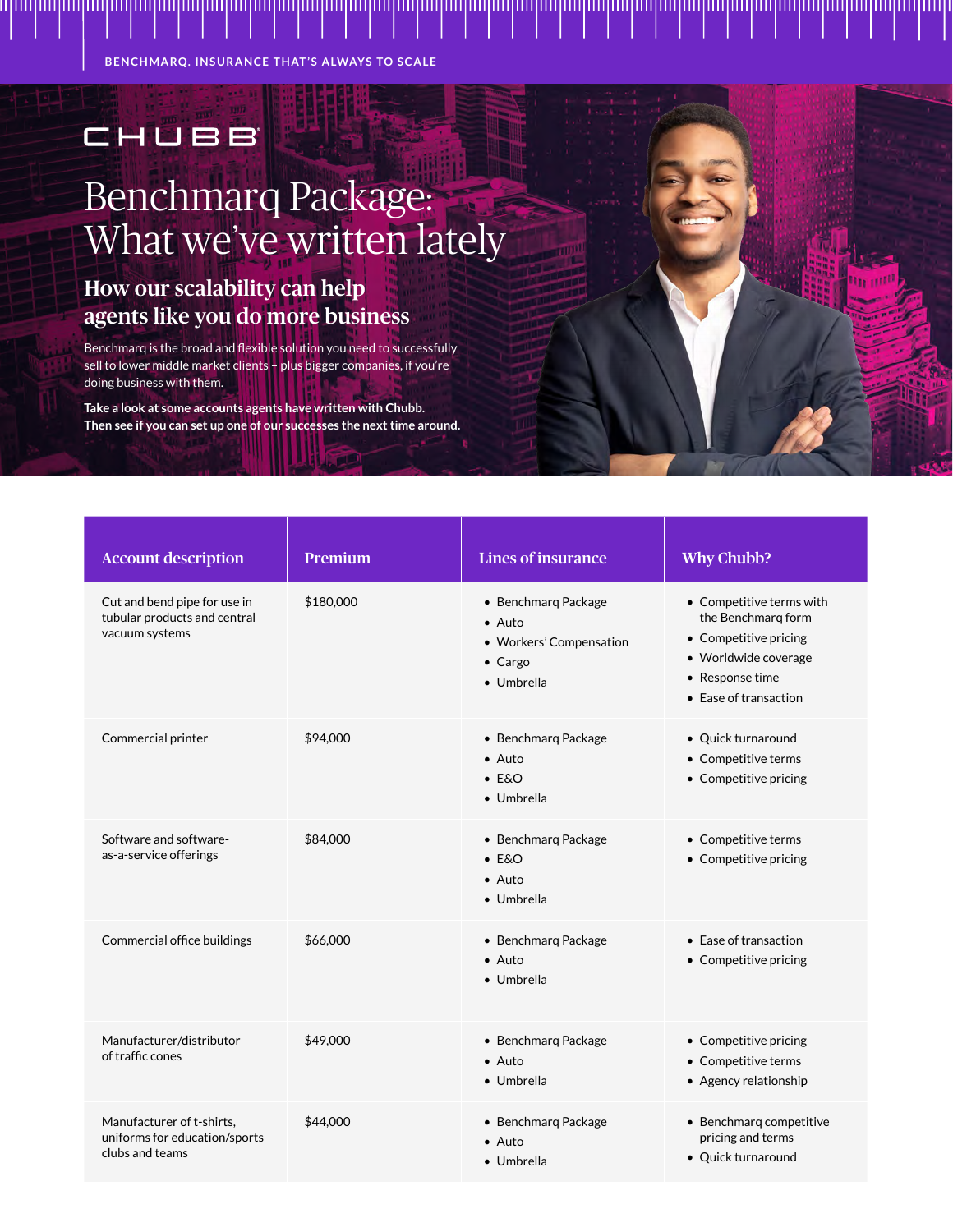BENCHMARQ. INSURANCE THAT'S ALWAYS TO SCALE

CHUBB

# Benchmarq Package: What we've written lately

## How our scalability can help agents like you do more business

Benchmarq is the broad and flexible solution you need to successfully sell to lower middle market clients – plus bigger companies, if you're doing business with them.

**Take a look at some accounts agents have written with Chubb. Then see if you can set up one of our successes the next time around.**

| Account description | Premium | Lines of insurance | Why Chubb? |
|---|---|---|---|
| Cut and bend pipe for use in tubular products and central vacuum systems | $180,000 | • Benchmarq Package<br>• Auto<br>• Workers' Compensation<br>• Cargo<br>• Umbrella | • Competitive terms with the Benchmarq form<br>• Competitive pricing<br>• Worldwide coverage<br>• Response time<br>• Ease of transaction |
| Commercial printer | $94,000 | • Benchmarq Package<br>• Auto<br>• E&O<br>• Umbrella | • Quick turnaround<br>• Competitive terms<br>• Competitive pricing |
| Software and software-as-a-service offerings | $84,000 | • Benchmarq Package<br>• E&O<br>• Auto<br>• Umbrella | • Competitive terms<br>• Competitive pricing |
| Commercial office buildings | $66,000 | • Benchmarq Package<br>• Auto<br>• Umbrella | • Ease of transaction<br>• Competitive pricing |
| Manufacturer/distributor of traffic cones | $49,000 | • Benchmarq Package<br>• Auto<br>• Umbrella | • Competitive pricing<br>• Competitive terms<br>• Agency relationship |
| Manufacturer of t-shirts, uniforms for education/sports clubs and teams | $44,000 | • Benchmarq Package<br>• Auto<br>• Umbrella | • Benchmarq competitive pricing and terms<br>• Quick turnaround |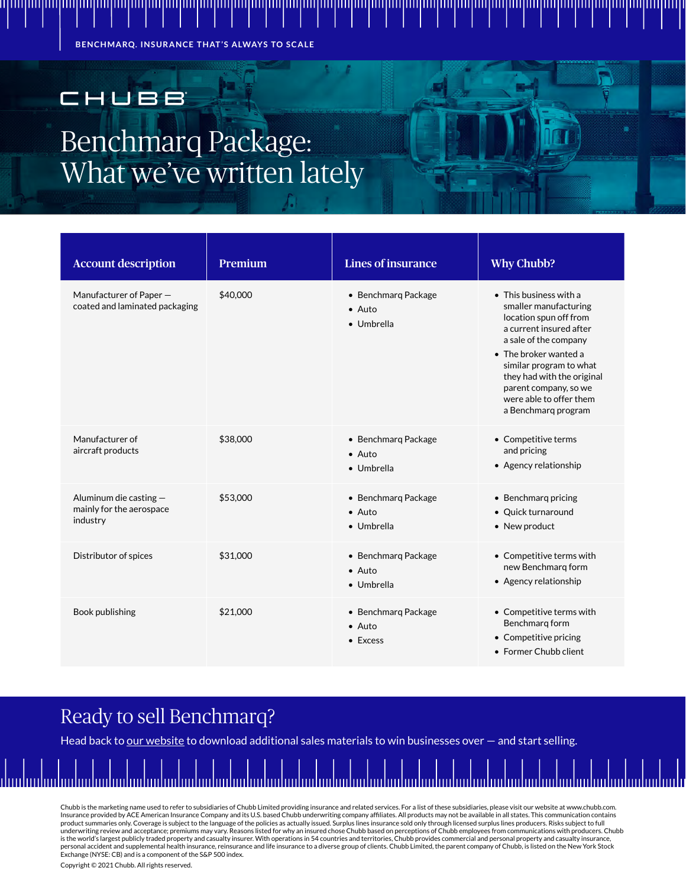BENCHMARQ. INSURANCE THAT'S ALWAYS TO SCALE

CHUBB

# Benchmarq Package: What we've written lately

| Account description | Premium | Lines of insurance | Why Chubb? |
|---|---|---|---|
| Manufacturer of Paper — coated and laminated packaging | $40,000 | • Benchmarq Package<br>• Auto<br>• Umbrella | • This business with a smaller manufacturing location spun off from a current insured after a sale of the company<br>• The broker wanted a similar program to what they had with the original parent company, so we were able to offer them a Benchmarq program |
| Manufacturer of aircraft products | $38,000 | • Benchmarq Package<br>• Auto<br>• Umbrella | • Competitive terms and pricing<br>• Agency relationship |
| Aluminum die casting — mainly for the aerospace industry | $53,000 | • Benchmarq Package<br>• Auto<br>• Umbrella | • Benchmarq pricing<br>• Quick turnaround<br>• New product |
| Distributor of spices | $31,000 | • Benchmarq Package<br>• Auto<br>• Umbrella | • Competitive terms with new Benchmarq form<br>• Agency relationship |
| Book publishing | $21,000 | • Benchmarq Package<br>• Auto<br>• Excess | • Competitive terms with Benchmarq form<br>• Competitive pricing<br>• Former Chubb client |

## Ready to sell Benchmarq?

Head back to our website to download additional sales materials to win businesses over — and start selling.

Chubb is the marketing name used to refer to subsidiaries of Chubb Limited providing insurance and related services. For a list of these subsidiaries, please visit our website at www.chubb.com. Insurance provided by ACE American Insurance Company and its U.S. based Chubb underwriting company affiliates. All products may not be available in all states. This communication contains product summaries only. Coverage is subject to the language of the policies as actually issued. Surplus lines insurance sold only through licensed surplus lines producers. Risks subject to full underwriting review and acceptance; premiums may vary. Reasons listed for why an insured chose Chubb based on perceptions of Chubb employees from communications with producers. Chubb is the world's largest publicly traded property and casualty insurer. With operations in 54 countries and territories, Chubb provides commercial and personal property and casualty insurance, personal accident and supplemental health insurance, reinsurance and life insurance to a diverse group of clients. Chubb Limited, the parent company of Chubb, is listed on the New York Stock Exchange (NYSE: CB) and is a component of the S&P 500 index.

Copyright © 2021 Chubb. All rights reserved.